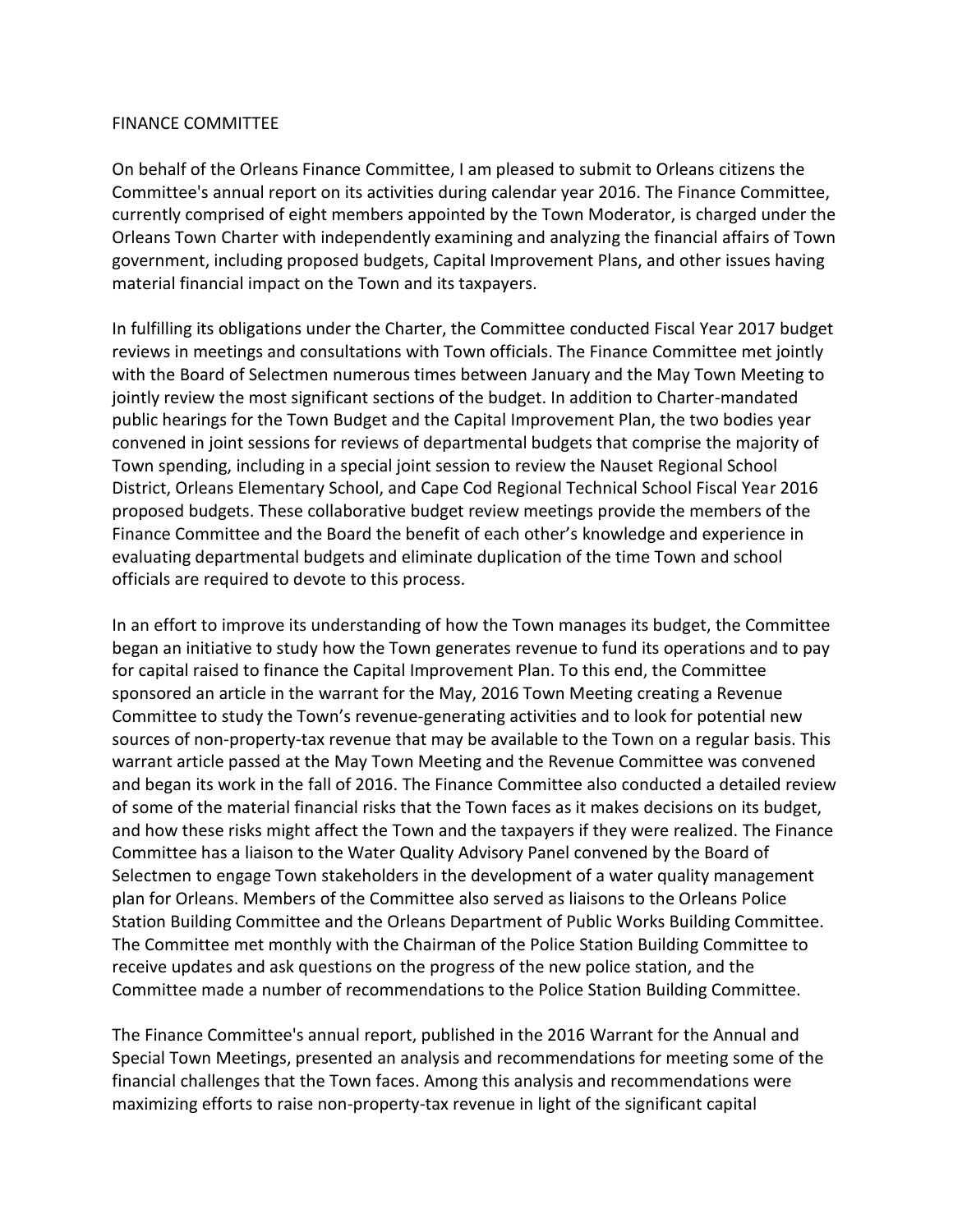# FINANCE COMMITTEE

On behalf of the Orleans Finance Committee, I am pleased to submit to Orleans citizens the Committee's annual report on its activities during calendar year 2016. The Finance Committee, currently comprised of eight members appointed by the Town Moderator, is charged under the Orleans Town Charter with independently examining and analyzing the financial affairs of Town government, including proposed budgets, Capital Improvement Plans, and other issues having material financial impact on the Town and its taxpayers.

In fulfilling its obligations under the Charter, the Committee conducted Fiscal Year 2017 budget reviews in meetings and consultations with Town officials. The Finance Committee met jointly with the Board of Selectmen numerous times between January and the May Town Meeting to jointly review the most significant sections of the budget. In addition to Charter-mandated public hearings for the Town Budget and the Capital Improvement Plan, the two bodies year convened in joint sessions for reviews of departmental budgets that comprise the majority of Town spending, including in a special joint session to review the Nauset Regional School District, Orleans Elementary School, and Cape Cod Regional Technical School Fiscal Year 2016 proposed budgets. These collaborative budget review meetings provide the members of the Finance Committee and the Board the benefit of each other's knowledge and experience in evaluating departmental budgets and eliminate duplication of the time Town and school officials are required to devote to this process.

In an effort to improve its understanding of how the Town manages its budget, the Committee began an initiative to study how the Town generates revenue to fund its operations and to pay for capital raised to finance the Capital Improvement Plan. To this end, the Committee sponsored an article in the warrant for the May, 2016 Town Meeting creating a Revenue Committee to study the Town's revenue-generating activities and to look for potential new sources of non-property-tax revenue that may be available to the Town on a regular basis. This warrant article passed at the May Town Meeting and the Revenue Committee was convened and began its work in the fall of 2016. The Finance Committee also conducted a detailed review of some of the material financial risks that the Town faces as it makes decisions on its budget, and how these risks might affect the Town and the taxpayers if they were realized. The Finance Committee has a liaison to the Water Quality Advisory Panel convened by the Board of Selectmen to engage Town stakeholders in the development of a water quality management plan for Orleans. Members of the Committee also served as liaisons to the Orleans Police Station Building Committee and the Orleans Department of Public Works Building Committee. The Committee met monthly with the Chairman of the Police Station Building Committee to receive updates and ask questions on the progress of the new police station, and the Committee made a number of recommendations to the Police Station Building Committee.

The Finance Committee's annual report, published in the 2016 Warrant for the Annual and Special Town Meetings, presented an analysis and recommendations for meeting some of the financial challenges that the Town faces. Among this analysis and recommendations were maximizing efforts to raise non-property-tax revenue in light of the significant capital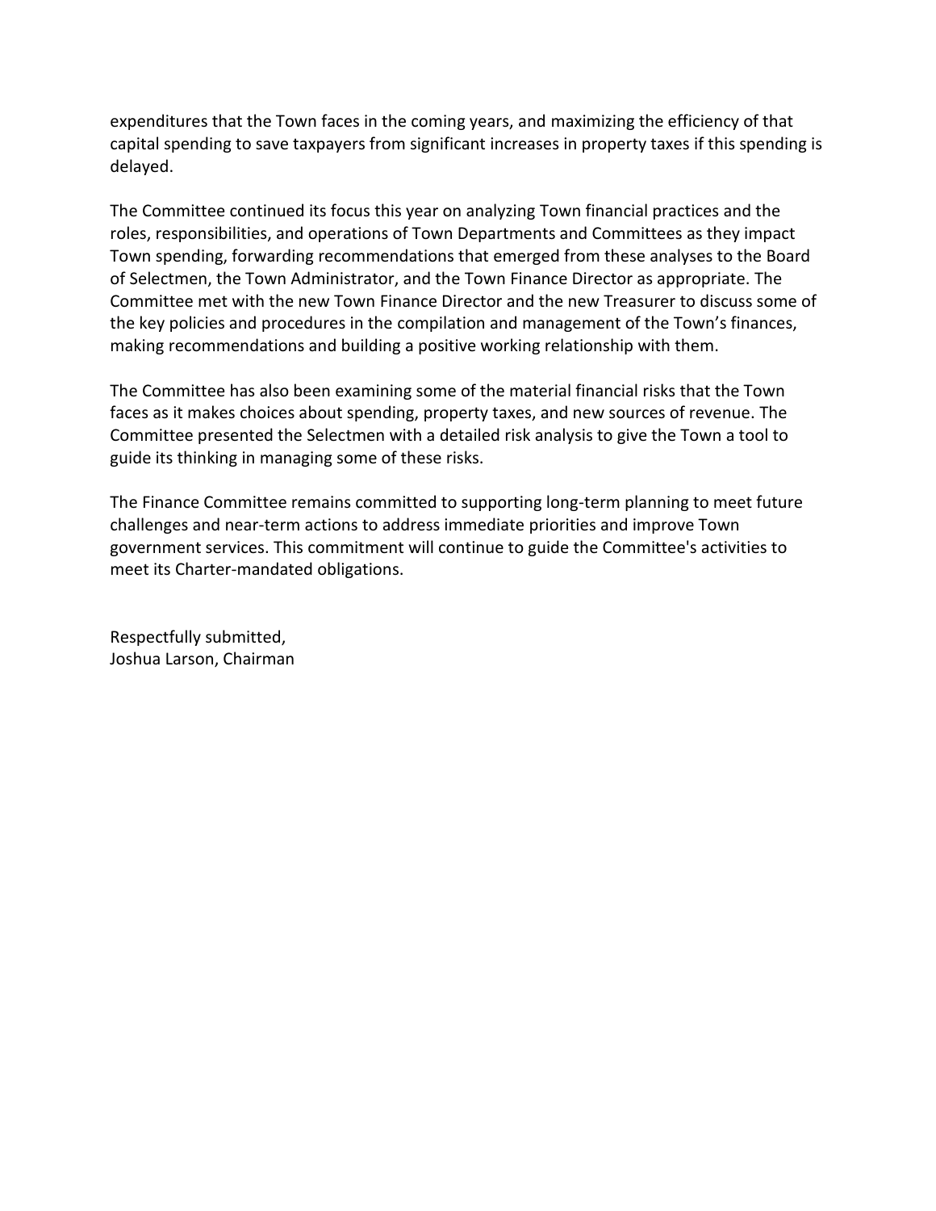expenditures that the Town faces in the coming years, and maximizing the efficiency of that capital spending to save taxpayers from significant increases in property taxes if this spending is delayed.

The Committee continued its focus this year on analyzing Town financial practices and the roles, responsibilities, and operations of Town Departments and Committees as they impact Town spending, forwarding recommendations that emerged from these analyses to the Board of Selectmen, the Town Administrator, and the Town Finance Director as appropriate. The Committee met with the new Town Finance Director and the new Treasurer to discuss some of the key policies and procedures in the compilation and management of the Town's finances, making recommendations and building a positive working relationship with them.

The Committee has also been examining some of the material financial risks that the Town faces as it makes choices about spending, property taxes, and new sources of revenue. The Committee presented the Selectmen with a detailed risk analysis to give the Town a tool to guide its thinking in managing some of these risks.

The Finance Committee remains committed to supporting long-term planning to meet future challenges and near-term actions to address immediate priorities and improve Town government services. This commitment will continue to guide the Committee's activities to meet its Charter-mandated obligations.

Respectfully submitted,
Joshua Larson, Chairman